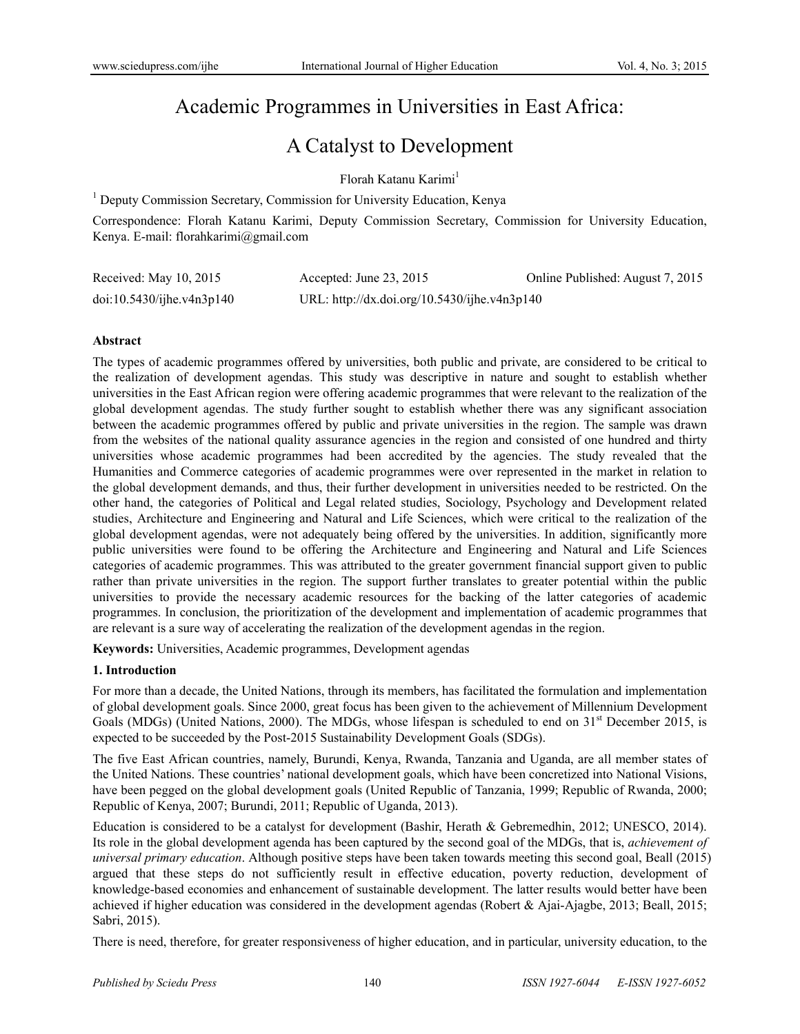# Academic Programmes in Universities in East Africa: A Catalyst to Development

Florah Katanu Karimi[1]

[1] Deputy Commission Secretary, Commission for University Education, Kenya

Correspondence: Florah Katanu Karimi, Deputy Commission Secretary, Commission for University Education, Kenya. E-mail: florahkarimi@gmail.com

Received: May 10, 2015     Accepted: June 23, 2015     Online Published: August 7, 2015

doi:10.5430/ijhe.v4n3p140     URL: http://dx.doi.org/10.5430/ijhe.v4n3p140

**Abstract**

The types of academic programmes offered by universities, both public and private, are considered to be critical to the realization of development agendas. This study was descriptive in nature and sought to establish whether universities in the East African region were offering academic programmes that were relevant to the realization of the global development agendas. The study further sought to establish whether there was any significant association between the academic programmes offered by public and private universities in the region. The sample was drawn from the websites of the national quality assurance agencies in the region and consisted of one hundred and thirty universities whose academic programmes had been accredited by the agencies. The study revealed that the Humanities and Commerce categories of academic programmes were over represented in the market in relation to the global development demands, and thus, their further development in universities needed to be restricted. On the other hand, the categories of Political and Legal related studies, Sociology, Psychology and Development related studies, Architecture and Engineering and Natural and Life Sciences, which were critical to the realization of the global development agendas, were not adequately being offered by the universities. In addition, significantly more public universities were found to be offering the Architecture and Engineering and Natural and Life Sciences categories of academic programmes. This was attributed to the greater government financial support given to public rather than private universities in the region. The support further translates to greater potential within the public universities to provide the necessary academic resources for the backing of the latter categories of academic programmes. In conclusion, the prioritization of the development and implementation of academic programmes that are relevant is a sure way of accelerating the realization of the development agendas in the region.

**Keywords:** Universities, Academic programmes, Development agendas

## 1. Introduction

For more than a decade, the United Nations, through its members, has facilitated the formulation and implementation of global development goals. Since 2000, great focus has been given to the achievement of Millennium Development Goals (MDGs) (United Nations, 2000). The MDGs, whose lifespan is scheduled to end on 31st December 2015, is expected to be succeeded by the Post-2015 Sustainability Development Goals (SDGs).

The five East African countries, namely, Burundi, Kenya, Rwanda, Tanzania and Uganda, are all member states of the United Nations. These countries' national development goals, which have been concretized into National Visions, have been pegged on the global development goals (United Republic of Tanzania, 1999; Republic of Rwanda, 2000; Republic of Kenya, 2007; Burundi, 2011; Republic of Uganda, 2013).

Education is considered to be a catalyst for development (Bashir, Herath & Gebremedhin, 2012; UNESCO, 2014). Its role in the global development agenda has been captured by the second goal of the MDGs, that is, *achievement of universal primary education*. Although positive steps have been taken towards meeting this second goal, Beall (2015) argued that these steps do not sufficiently result in effective education, poverty reduction, development of knowledge-based economies and enhancement of sustainable development. The latter results would better have been achieved if higher education was considered in the development agendas (Robert & Ajai-Ajagbe, 2013; Beall, 2015; Sabri, 2015).

There is need, therefore, for greater responsiveness of higher education, and in particular, university education, to the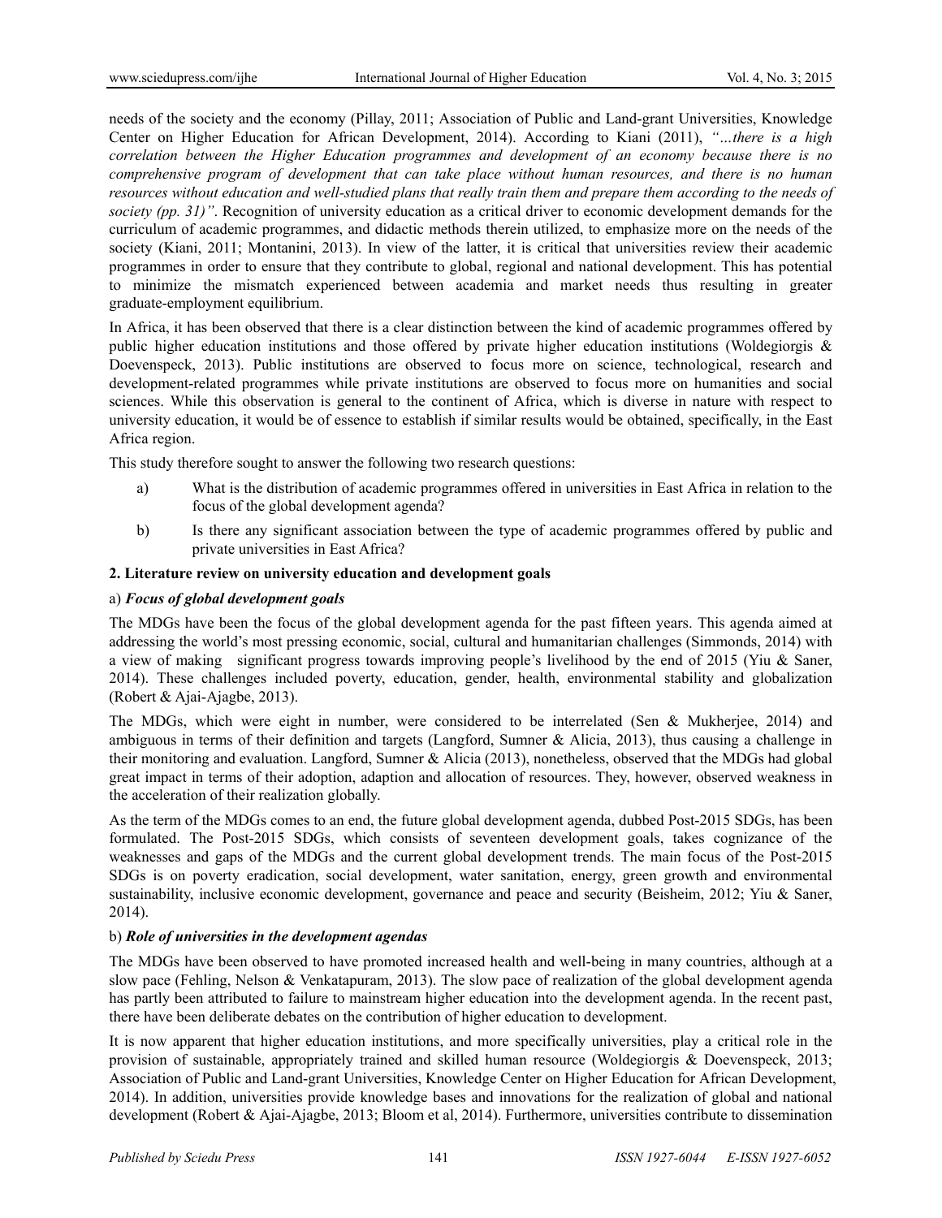needs of the society and the economy (Pillay, 2011; Association of Public and Land-grant Universities, Knowledge Center on Higher Education for African Development, 2014). According to Kiani (2011), *"…there is a high correlation between the Higher Education programmes and development of an economy because there is no comprehensive program of development that can take place without human resources, and there is no human resources without education and well-studied plans that really train them and prepare them according to the needs of society (pp. 31)"*. Recognition of university education as a critical driver to economic development demands for the curriculum of academic programmes, and didactic methods therein utilized, to emphasize more on the needs of the society (Kiani, 2011; Montanini, 2013). In view of the latter, it is critical that universities review their academic programmes in order to ensure that they contribute to global, regional and national development. This has potential to minimize the mismatch experienced between academia and market needs thus resulting in greater graduate-employment equilibrium.

In Africa, it has been observed that there is a clear distinction between the kind of academic programmes offered by public higher education institutions and those offered by private higher education institutions (Woldegiorgis & Doevenspeck, 2013). Public institutions are observed to focus more on science, technological, research and development-related programmes while private institutions are observed to focus more on humanities and social sciences. While this observation is general to the continent of Africa, which is diverse in nature with respect to university education, it would be of essence to establish if similar results would be obtained, specifically, in the East Africa region.

This study therefore sought to answer the following two research questions:

a) What is the distribution of academic programmes offered in universities in East Africa in relation to the focus of the global development agenda?

b) Is there any significant association between the type of academic programmes offered by public and private universities in East Africa?

## 2. Literature review on university education and development goals

### a) *Focus of global development goals*

The MDGs have been the focus of the global development agenda for the past fifteen years. This agenda aimed at addressing the world's most pressing economic, social, cultural and humanitarian challenges (Simmonds, 2014) with a view of making significant progress towards improving people's livelihood by the end of 2015 (Yiu & Saner, 2014). These challenges included poverty, education, gender, health, environmental stability and globalization (Robert & Ajai-Ajagbe, 2013).

The MDGs, which were eight in number, were considered to be interrelated (Sen & Mukherjee, 2014) and ambiguous in terms of their definition and targets (Langford, Sumner & Alicia, 2013), thus causing a challenge in their monitoring and evaluation. Langford, Sumner & Alicia (2013), nonetheless, observed that the MDGs had global great impact in terms of their adoption, adaption and allocation of resources. They, however, observed weakness in the acceleration of their realization globally.

As the term of the MDGs comes to an end, the future global development agenda, dubbed Post-2015 SDGs, has been formulated. The Post-2015 SDGs, which consists of seventeen development goals, takes cognizance of the weaknesses and gaps of the MDGs and the current global development trends. The main focus of the Post-2015 SDGs is on poverty eradication, social development, water sanitation, energy, green growth and environmental sustainability, inclusive economic development, governance and peace and security (Beisheim, 2012; Yiu & Saner, 2014).

### b) *Role of universities in the development agendas*

The MDGs have been observed to have promoted increased health and well-being in many countries, although at a slow pace (Fehling, Nelson & Venkatapuram, 2013). The slow pace of realization of the global development agenda has partly been attributed to failure to mainstream higher education into the development agenda. In the recent past, there have been deliberate debates on the contribution of higher education to development.

It is now apparent that higher education institutions, and more specifically universities, play a critical role in the provision of sustainable, appropriately trained and skilled human resource (Woldegiorgis & Doevenspeck, 2013; Association of Public and Land-grant Universities, Knowledge Center on Higher Education for African Development, 2014). In addition, universities provide knowledge bases and innovations for the realization of global and national development (Robert & Ajai-Ajagbe, 2013; Bloom et al, 2014). Furthermore, universities contribute to dissemination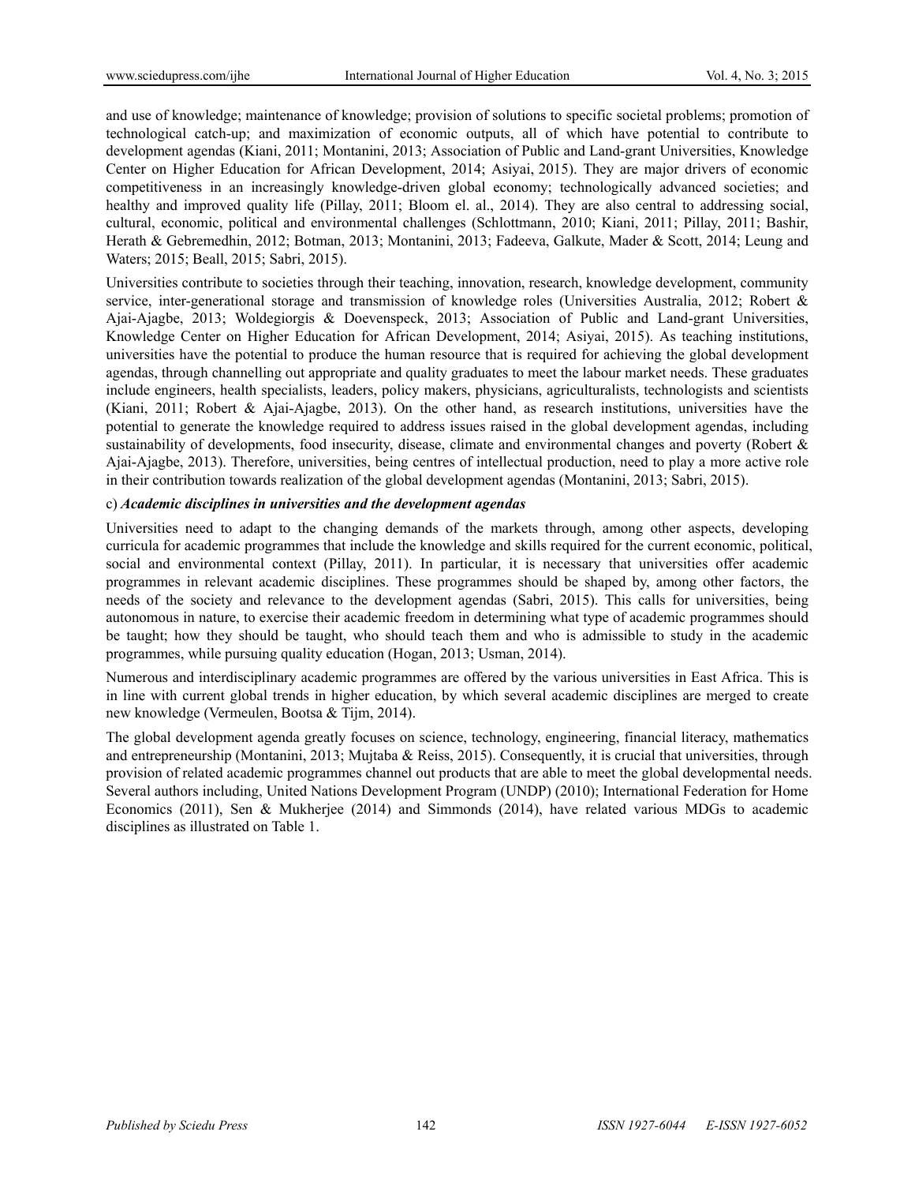and use of knowledge; maintenance of knowledge; provision of solutions to specific societal problems; promotion of technological catch-up; and maximization of economic outputs, all of which have potential to contribute to development agendas (Kiani, 2011; Montanini, 2013; Association of Public and Land-grant Universities, Knowledge Center on Higher Education for African Development, 2014; Asiyai, 2015). They are major drivers of economic competitiveness in an increasingly knowledge-driven global economy; technologically advanced societies; and healthy and improved quality life (Pillay, 2011; Bloom el. al., 2014). They are also central to addressing social, cultural, economic, political and environmental challenges (Schlottmann, 2010; Kiani, 2011; Pillay, 2011; Bashir, Herath & Gebremedhin, 2012; Botman, 2013; Montanini, 2013; Fadeeva, Galkute, Mader & Scott, 2014; Leung and Waters; 2015; Beall, 2015; Sabri, 2015).

Universities contribute to societies through their teaching, innovation, research, knowledge development, community service, inter-generational storage and transmission of knowledge roles (Universities Australia, 2012; Robert & Ajai-Ajagbe, 2013; Woldegiorgis & Doevenspeck, 2013; Association of Public and Land-grant Universities, Knowledge Center on Higher Education for African Development, 2014; Asiyai, 2015). As teaching institutions, universities have the potential to produce the human resource that is required for achieving the global development agendas, through channelling out appropriate and quality graduates to meet the labour market needs. These graduates include engineers, health specialists, leaders, policy makers, physicians, agriculturalists, technologists and scientists (Kiani, 2011; Robert & Ajai-Ajagbe, 2013). On the other hand, as research institutions, universities have the potential to generate the knowledge required to address issues raised in the global development agendas, including sustainability of developments, food insecurity, disease, climate and environmental changes and poverty (Robert & Ajai-Ajagbe, 2013). Therefore, universities, being centres of intellectual production, need to play a more active role in their contribution towards realization of the global development agendas (Montanini, 2013; Sabri, 2015).

c) ***Academic disciplines in universities and the development agendas***

Universities need to adapt to the changing demands of the markets through, among other aspects, developing curricula for academic programmes that include the knowledge and skills required for the current economic, political, social and environmental context (Pillay, 2011). In particular, it is necessary that universities offer academic programmes in relevant academic disciplines. These programmes should be shaped by, among other factors, the needs of the society and relevance to the development agendas (Sabri, 2015). This calls for universities, being autonomous in nature, to exercise their academic freedom in determining what type of academic programmes should be taught; how they should be taught, who should teach them and who is admissible to study in the academic programmes, while pursuing quality education (Hogan, 2013; Usman, 2014).

Numerous and interdisciplinary academic programmes are offered by the various universities in East Africa. This is in line with current global trends in higher education, by which several academic disciplines are merged to create new knowledge (Vermeulen, Bootsa & Tijm, 2014).

The global development agenda greatly focuses on science, technology, engineering, financial literacy, mathematics and entrepreneurship (Montanini, 2013; Mujtaba & Reiss, 2015). Consequently, it is crucial that universities, through provision of related academic programmes channel out products that are able to meet the global developmental needs. Several authors including, United Nations Development Program (UNDP) (2010); International Federation for Home Economics (2011), Sen & Mukherjee (2014) and Simmonds (2014), have related various MDGs to academic disciplines as illustrated on Table 1.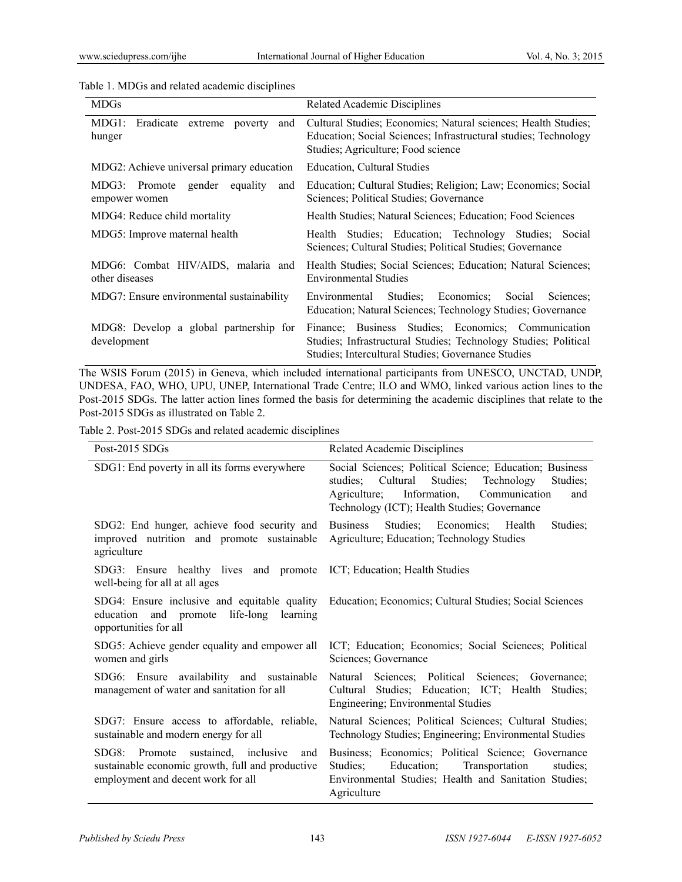Table 1. MDGs and related academic disciplines

| MDGs | Related Academic Disciplines |
|---|---|
| MDG1: Eradicate extreme poverty and hunger | Cultural Studies; Economics; Natural sciences; Health Studies; Education; Social Sciences; Infrastructural studies; Technology Studies; Agriculture; Food science |
| MDG2: Achieve universal primary education | Education, Cultural Studies |
| MDG3: Promote gender equality and empower women | Education; Cultural Studies; Religion; Law; Economics; Social Sciences; Political Studies; Governance |
| MDG4: Reduce child mortality | Health Studies; Natural Sciences; Education; Food Sciences |
| MDG5: Improve maternal health | Health Studies; Education; Technology Studies; Social Sciences; Cultural Studies; Political Studies; Governance |
| MDG6: Combat HIV/AIDS, malaria and other diseases | Health Studies; Social Sciences; Education; Natural Sciences; Environmental Studies |
| MDG7: Ensure environmental sustainability | Environmental Studies; Economics; Social Sciences; Education; Natural Sciences; Technology Studies; Governance |
| MDG8: Develop a global partnership for development | Finance; Business Studies; Economics; Communication Studies; Infrastructural Studies; Technology Studies; Political Studies; Intercultural Studies; Governance Studies |

The WSIS Forum (2015) in Geneva, which included international participants from UNESCO, UNCTAD, UNDP, UNDESA, FAO, WHO, UPU, UNEP, International Trade Centre; ILO and WMO, linked various action lines to the Post-2015 SDGs. The latter action lines formed the basis for determining the academic disciplines that relate to the Post-2015 SDGs as illustrated on Table 2.

Table 2. Post-2015 SDGs and related academic disciplines

| Post-2015 SDGs | Related Academic Disciplines |
|---|---|
| SDG1: End poverty in all its forms everywhere | Social Sciences; Political Science; Education; Business studies; Cultural Studies; Technology Studies; Agriculture; Information, Communication and Technology (ICT); Health Studies; Governance |
| SDG2: End hunger, achieve food security and improved nutrition and promote sustainable agriculture | Business Studies; Economics; Health Studies; Agriculture; Education; Technology Studies |
| SDG3: Ensure healthy lives and promote well-being for all at all ages | ICT; Education; Health Studies |
| SDG4: Ensure inclusive and equitable quality education and promote life-long learning opportunities for all | Education; Economics; Cultural Studies; Social Sciences |
| SDG5: Achieve gender equality and empower all women and girls | ICT; Education; Economics; Social Sciences; Political Sciences; Governance |
| SDG6: Ensure availability and sustainable management of water and sanitation for all | Natural Sciences; Political Sciences; Governance; Cultural Studies; Education; ICT; Health Studies; Engineering; Environmental Studies |
| SDG7: Ensure access to affordable, reliable, sustainable and modern energy for all | Natural Sciences; Political Sciences; Cultural Studies; Technology Studies; Engineering; Environmental Studies |
| SDG8: Promote sustained, inclusive and sustainable economic growth, full and productive employment and decent work for all | Business; Economics; Political Science; Governance Studies; Education; Transportation studies; Environmental Studies; Health and Sanitation Studies; Agriculture |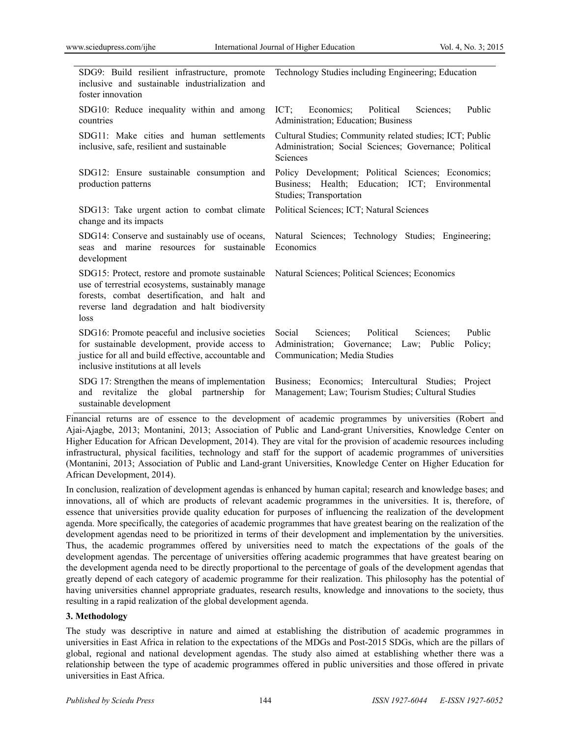| | |
|---|---|
| SDG9: Build resilient infrastructure, promote inclusive and sustainable industrialization and foster innovation | Technology Studies including Engineering; Education |
| SDG10: Reduce inequality within and among countries | ICT; Economics; Political Sciences; Public Administration; Education; Business |
| SDG11: Make cities and human settlements inclusive, safe, resilient and sustainable | Cultural Studies; Community related studies; ICT; Public Administration; Social Sciences; Governance; Political Sciences |
| SDG12: Ensure sustainable consumption and production patterns | Policy Development; Political Sciences; Economics; Business; Health; Education; ICT; Environmental Studies; Transportation |
| SDG13: Take urgent action to combat climate change and its impacts | Political Sciences; ICT; Natural Sciences |
| SDG14: Conserve and sustainably use of oceans, seas and marine resources for sustainable development | Natural Sciences; Technology Studies; Engineering; Economics |
| SDG15: Protect, restore and promote sustainable use of terrestrial ecosystems, sustainably manage forests, combat desertification, and halt and reverse land degradation and halt biodiversity loss | Natural Sciences; Political Sciences; Economics |
| SDG16: Promote peaceful and inclusive societies for sustainable development, provide access to justice for all and build effective, accountable and inclusive institutions at all levels | Social Sciences; Political Sciences; Public Administration; Governance; Law; Public Policy; Communication; Media Studies |
| SDG 17: Strengthen the means of implementation and revitalize the global partnership for sustainable development | Business; Economics; Intercultural Studies; Project Management; Law; Tourism Studies; Cultural Studies |

Financial returns are of essence to the development of academic programmes by universities (Robert and Ajai-Ajagbe, 2013; Montanini, 2013; Association of Public and Land-grant Universities, Knowledge Center on Higher Education for African Development, 2014). They are vital for the provision of academic resources including infrastructural, physical facilities, technology and staff for the support of academic programmes of universities (Montanini, 2013; Association of Public and Land-grant Universities, Knowledge Center on Higher Education for African Development, 2014).

In conclusion, realization of development agendas is enhanced by human capital; research and knowledge bases; and innovations, all of which are products of relevant academic programmes in the universities. It is, therefore, of essence that universities provide quality education for purposes of influencing the realization of the development agenda. More specifically, the categories of academic programmes that have greatest bearing on the realization of the development agendas need to be prioritized in terms of their development and implementation by the universities. Thus, the academic programmes offered by universities need to match the expectations of the goals of the development agendas. The percentage of universities offering academic programmes that have greatest bearing on the development agenda need to be directly proportional to the percentage of goals of the development agendas that greatly depend of each category of academic programme for their realization. This philosophy has the potential of having universities channel appropriate graduates, research results, knowledge and innovations to the society, thus resulting in a rapid realization of the global development agenda.

### 3. Methodology

The study was descriptive in nature and aimed at establishing the distribution of academic programmes in universities in East Africa in relation to the expectations of the MDGs and Post-2015 SDGs, which are the pillars of global, regional and national development agendas. The study also aimed at establishing whether there was a relationship between the type of academic programmes offered in public universities and those offered in private universities in East Africa.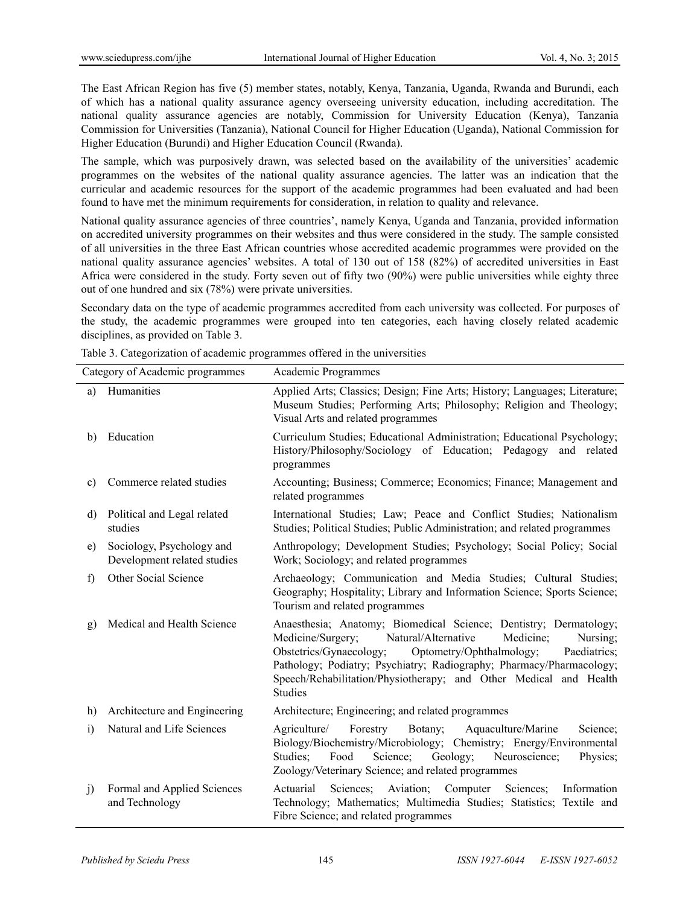The East African Region has five (5) member states, notably, Kenya, Tanzania, Uganda, Rwanda and Burundi, each of which has a national quality assurance agency overseeing university education, including accreditation. The national quality assurance agencies are notably, Commission for University Education (Kenya), Tanzania Commission for Universities (Tanzania), National Council for Higher Education (Uganda), National Commission for Higher Education (Burundi) and Higher Education Council (Rwanda).

The sample, which was purposively drawn, was selected based on the availability of the universities' academic programmes on the websites of the national quality assurance agencies. The latter was an indication that the curricular and academic resources for the support of the academic programmes had been evaluated and had been found to have met the minimum requirements for consideration, in relation to quality and relevance.

National quality assurance agencies of three countries', namely Kenya, Uganda and Tanzania, provided information on accredited university programmes on their websites and thus were considered in the study. The sample consisted of all universities in the three East African countries whose accredited academic programmes were provided on the national quality assurance agencies' websites. A total of 130 out of 158 (82%) of accredited universities in East Africa were considered in the study. Forty seven out of fifty two (90%) were public universities while eighty three out of one hundred and six (78%) were private universities.

Secondary data on the type of academic programmes accredited from each university was collected. For purposes of the study, the academic programmes were grouped into ten categories, each having closely related academic disciplines, as provided on Table 3.

Table 3. Categorization of academic programmes offered in the universities

| Category of Academic programmes | Academic Programmes |
|---|---|
| a) Humanities | Applied Arts; Classics; Design; Fine Arts; History; Languages; Literature; Museum Studies; Performing Arts; Philosophy; Religion and Theology; Visual Arts and related programmes |
| b) Education | Curriculum Studies; Educational Administration; Educational Psychology; History/Philosophy/Sociology of Education; Pedagogy and related programmes |
| c) Commerce related studies | Accounting; Business; Commerce; Economics; Finance; Management and related programmes |
| d) Political and Legal related studies | International Studies; Law; Peace and Conflict Studies; Nationalism Studies; Political Studies; Public Administration; and related programmes |
| e) Sociology, Psychology and Development related studies | Anthropology; Development Studies; Psychology; Social Policy; Social Work; Sociology; and related programmes |
| f) Other Social Science | Archaeology; Communication and Media Studies; Cultural Studies; Geography; Hospitality; Library and Information Science; Sports Science; Tourism and related programmes |
| g) Medical and Health Science | Anaesthesia; Anatomy; Biomedical Science; Dentistry; Dermatology; Medicine/Surgery; Natural/Alternative Medicine; Nursing; Obstetrics/Gynaecology; Optometry/Ophthalmology; Paediatrics; Pathology; Podiatry; Psychiatry; Radiography; Pharmacy/Pharmacology; Speech/Rehabilitation/Physiotherapy; and Other Medical and Health Studies |
| h) Architecture and Engineering | Architecture; Engineering; and related programmes |
| i) Natural and Life Sciences | Agriculture/ Forestry Botany; Aquaculture/Marine Science; Biology/Biochemistry/Microbiology; Chemistry; Energy/Environmental Studies; Food Science; Geology; Neuroscience; Physics; Zoology/Veterinary Science; and related programmes |
| j) Formal and Applied Sciences and Technology | Actuarial Sciences; Aviation; Computer Sciences; Information Technology; Mathematics; Multimedia Studies; Statistics; Textile and Fibre Science; and related programmes |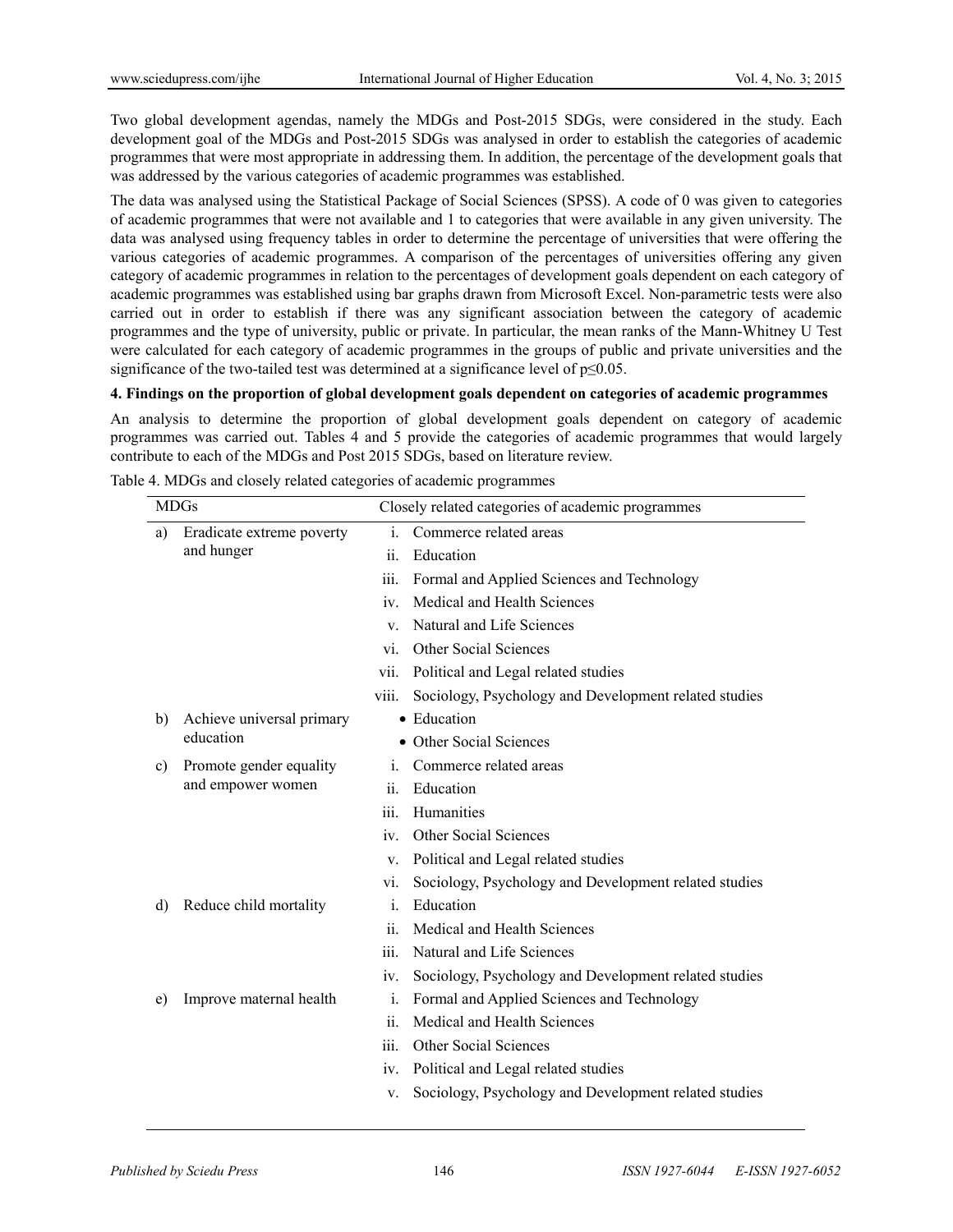Two global development agendas, namely the MDGs and Post-2015 SDGs, were considered in the study. Each development goal of the MDGs and Post-2015 SDGs was analysed in order to establish the categories of academic programmes that were most appropriate in addressing them. In addition, the percentage of the development goals that was addressed by the various categories of academic programmes was established.

The data was analysed using the Statistical Package of Social Sciences (SPSS). A code of 0 was given to categories of academic programmes that were not available and 1 to categories that were available in any given university. The data was analysed using frequency tables in order to determine the percentage of universities that were offering the various categories of academic programmes. A comparison of the percentages of universities offering any given category of academic programmes in relation to the percentages of development goals dependent on each category of academic programmes was established using bar graphs drawn from Microsoft Excel. Non-parametric tests were also carried out in order to establish if there was any significant association between the category of academic programmes and the type of university, public or private. In particular, the mean ranks of the Mann-Whitney U Test were calculated for each category of academic programmes in the groups of public and private universities and the significance of the two-tailed test was determined at a significance level of $p \leq 0.05$.

## 4. Findings on the proportion of global development goals dependent on categories of academic programmes

An analysis to determine the proportion of global development goals dependent on category of academic programmes was carried out. Tables 4 and 5 provide the categories of academic programmes that would largely contribute to each of the MDGs and Post 2015 SDGs, based on literature review.

Table 4. MDGs and closely related categories of academic programmes

| MDGs | Closely related categories of academic programmes |
|---|---|
| a) Eradicate extreme poverty and hunger | i. Commerce related areas |
| | ii. Education |
| | iii. Formal and Applied Sciences and Technology |
| | iv. Medical and Health Sciences |
| | v. Natural and Life Sciences |
| | vi. Other Social Sciences |
| | vii. Political and Legal related studies |
| | viii. Sociology, Psychology and Development related studies |
| b) Achieve universal primary education | • Education |
| | • Other Social Sciences |
| c) Promote gender equality and empower women | i. Commerce related areas |
| | ii. Education |
| | iii. Humanities |
| | iv. Other Social Sciences |
| | v. Political and Legal related studies |
| | vi. Sociology, Psychology and Development related studies |
| d) Reduce child mortality | i. Education |
| | ii. Medical and Health Sciences |
| | iii. Natural and Life Sciences |
| | iv. Sociology, Psychology and Development related studies |
| e) Improve maternal health | i. Formal and Applied Sciences and Technology |
| | ii. Medical and Health Sciences |
| | iii. Other Social Sciences |
| | iv. Political and Legal related studies |
| | v. Sociology, Psychology and Development related studies |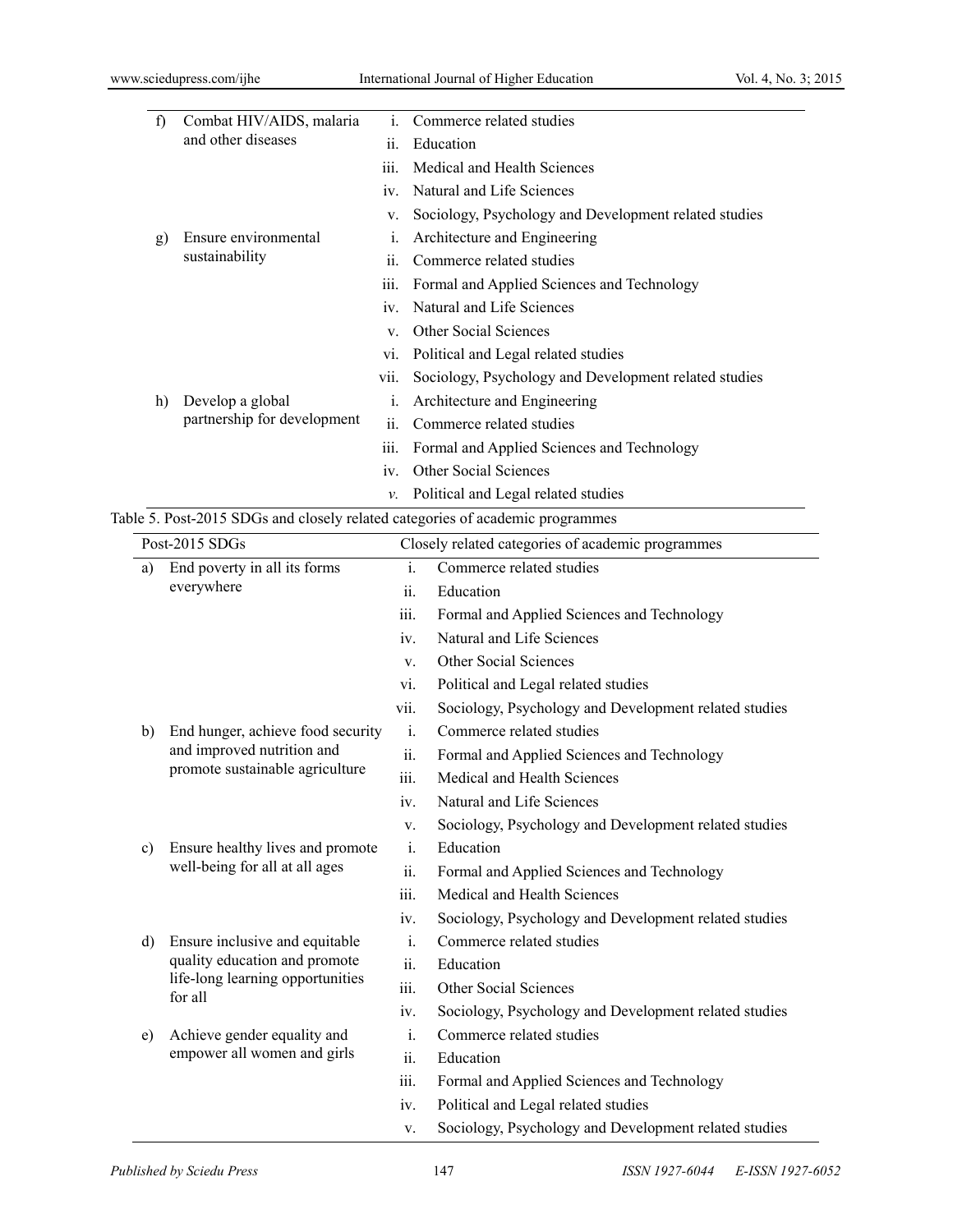| | | |
|---|---|---|
| f) | Combat HIV/AIDS, malaria and other diseases | i. Commerce related studies |
| | | ii. Education |
| | | iii. Medical and Health Sciences |
| | | iv. Natural and Life Sciences |
| | | v. Sociology, Psychology and Development related studies |
| g) | Ensure environmental sustainability | i. Architecture and Engineering |
| | | ii. Commerce related studies |
| | | iii. Formal and Applied Sciences and Technology |
| | | iv. Natural and Life Sciences |
| | | v. Other Social Sciences |
| | | vi. Political and Legal related studies |
| | | vii. Sociology, Psychology and Development related studies |
| h) | Develop a global partnership for development | i. Architecture and Engineering |
| | | ii. Commerce related studies |
| | | iii. Formal and Applied Sciences and Technology |
| | | iv. Other Social Sciences |
| | | *v.* Political and Legal related studies |

Table 5. Post-2015 SDGs and closely related categories of academic programmes

| | Post-2015 SDGs | Closely related categories of academic programmes |
|---|---|---|
| a) | End poverty in all its forms everywhere | i. Commerce related studies |
| | | ii. Education |
| | | iii. Formal and Applied Sciences and Technology |
| | | iv. Natural and Life Sciences |
| | | v. Other Social Sciences |
| | | vi. Political and Legal related studies |
| | | vii. Sociology, Psychology and Development related studies |
| b) | End hunger, achieve food security and improved nutrition and promote sustainable agriculture | i. Commerce related studies |
| | | ii. Formal and Applied Sciences and Technology |
| | | iii. Medical and Health Sciences |
| | | iv. Natural and Life Sciences |
| | | v. Sociology, Psychology and Development related studies |
| c) | Ensure healthy lives and promote well-being for all at all ages | i. Education |
| | | ii. Formal and Applied Sciences and Technology |
| | | iii. Medical and Health Sciences |
| | | iv. Sociology, Psychology and Development related studies |
| d) | Ensure inclusive and equitable quality education and promote life-long learning opportunities for all | i. Commerce related studies |
| | | ii. Education |
| | | iii. Other Social Sciences |
| | | iv. Sociology, Psychology and Development related studies |
| e) | Achieve gender equality and empower all women and girls | i. Commerce related studies |
| | | ii. Education |
| | | iii. Formal and Applied Sciences and Technology |
| | | iv. Political and Legal related studies |
| | | v. Sociology, Psychology and Development related studies |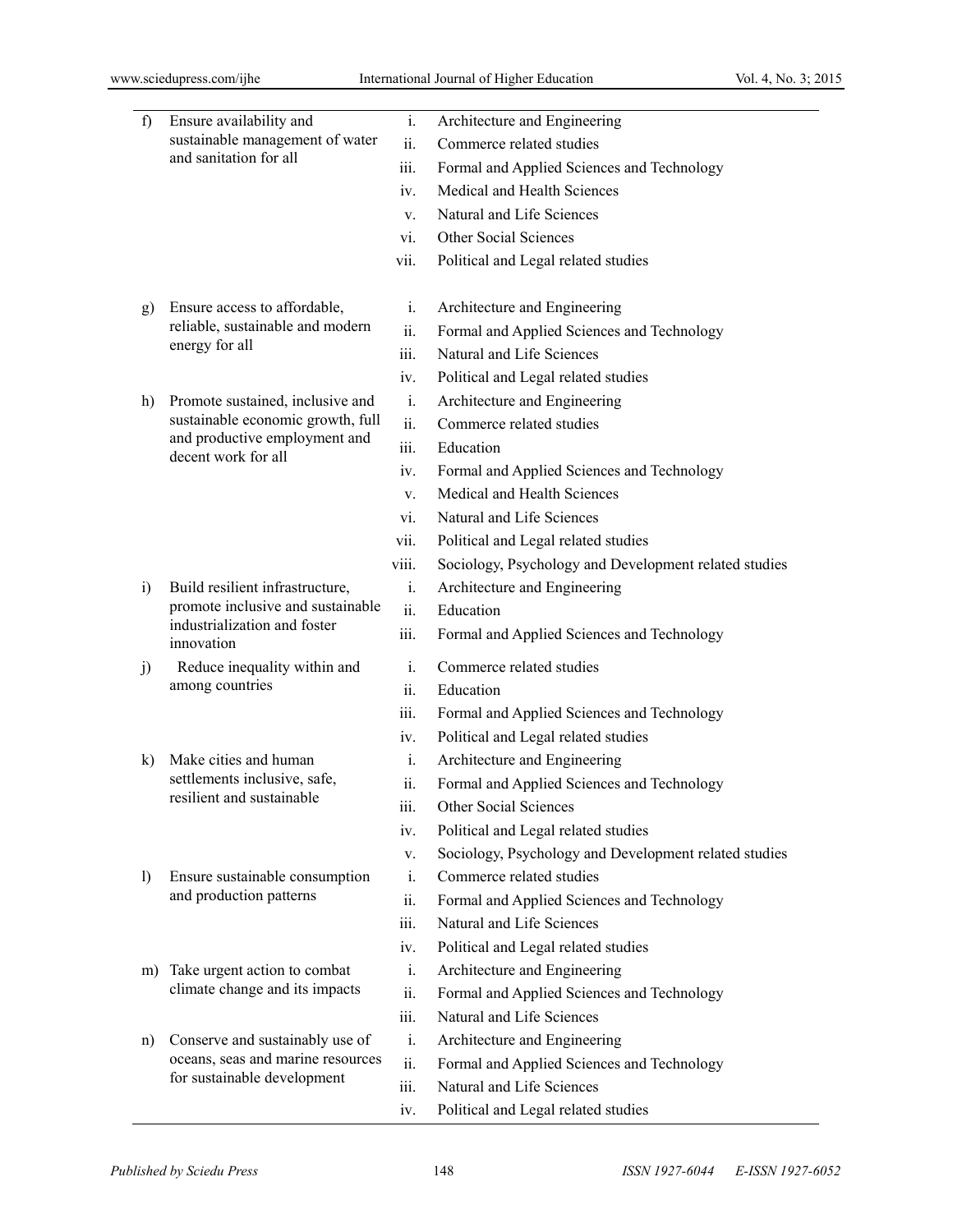| | | | |
|---|---|---|---|
| f) | Ensure availability and sustainable management of water and sanitation for all | i. | Architecture and Engineering |
| | | ii. | Commerce related studies |
| | | iii. | Formal and Applied Sciences and Technology |
| | | iv. | Medical and Health Sciences |
| | | v. | Natural and Life Sciences |
| | | vi. | Other Social Sciences |
| | | vii. | Political and Legal related studies |
| g) | Ensure access to affordable, reliable, sustainable and modern energy for all | i. | Architecture and Engineering |
| | | ii. | Formal and Applied Sciences and Technology |
| | | iii. | Natural and Life Sciences |
| | | iv. | Political and Legal related studies |
| h) | Promote sustained, inclusive and sustainable economic growth, full and productive employment and decent work for all | i. | Architecture and Engineering |
| | | ii. | Commerce related studies |
| | | iii. | Education |
| | | iv. | Formal and Applied Sciences and Technology |
| | | v. | Medical and Health Sciences |
| | | vi. | Natural and Life Sciences |
| | | vii. | Political and Legal related studies |
| | | viii. | Sociology, Psychology and Development related studies |
| i) | Build resilient infrastructure, promote inclusive and sustainable industrialization and foster innovation | i. | Architecture and Engineering |
| | | ii. | Education |
| | | iii. | Formal and Applied Sciences and Technology |
| j) | Reduce inequality within and among countries | i. | Commerce related studies |
| | | ii. | Education |
| | | iii. | Formal and Applied Sciences and Technology |
| | | iv. | Political and Legal related studies |
| k) | Make cities and human settlements inclusive, safe, resilient and sustainable | i. | Architecture and Engineering |
| | | ii. | Formal and Applied Sciences and Technology |
| | | iii. | Other Social Sciences |
| | | iv. | Political and Legal related studies |
| | | v. | Sociology, Psychology and Development related studies |
| l) | Ensure sustainable consumption and production patterns | i. | Commerce related studies |
| | | ii. | Formal and Applied Sciences and Technology |
| | | iii. | Natural and Life Sciences |
| | | iv. | Political and Legal related studies |
| m) | Take urgent action to combat climate change and its impacts | i. | Architecture and Engineering |
| | | ii. | Formal and Applied Sciences and Technology |
| | | iii. | Natural and Life Sciences |
| n) | Conserve and sustainably use of oceans, seas and marine resources for sustainable development | i. | Architecture and Engineering |
| | | ii. | Formal and Applied Sciences and Technology |
| | | iii. | Natural and Life Sciences |
| | | iv. | Political and Legal related studies |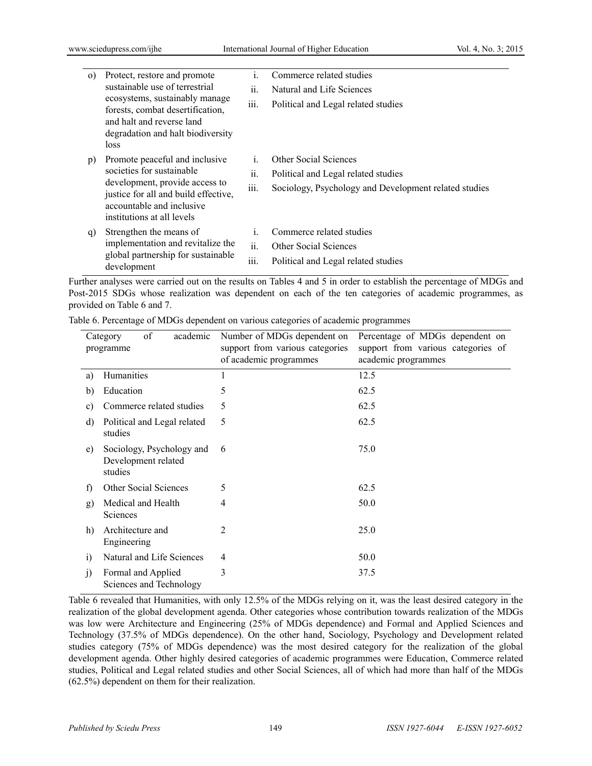| | | | |
|---|---|---|---|
| o) | Protect, restore and promote sustainable use of terrestrial ecosystems, sustainably manage forests, combat desertification, and halt and reverse land degradation and halt biodiversity loss | i.<br>ii.<br>iii. | Commerce related studies<br>Natural and Life Sciences<br>Political and Legal related studies |
| p) | Promote peaceful and inclusive societies for sustainable development, provide access to justice for all and build effective, accountable and inclusive institutions at all levels | i.<br>ii.<br>iii. | Other Social Sciences<br>Political and Legal related studies<br>Sociology, Psychology and Development related studies |
| q) | Strengthen the means of implementation and revitalize the global partnership for sustainable development | i.<br>ii.<br>iii. | Commerce related studies<br>Other Social Sciences<br>Political and Legal related studies |

Further analyses were carried out on the results on Tables 4 and 5 in order to establish the percentage of MDGs and Post-2015 SDGs whose realization was dependent on each of the ten categories of academic programmes, as provided on Table 6 and 7.

Table 6. Percentage of MDGs dependent on various categories of academic programmes

| | Category of academic programme | Number of MDGs dependent on support from various categories of academic programmes | Percentage of MDGs dependent on support from various categories of academic programmes |
|---|---|---|---|
| a) | Humanities | 1 | 12.5 |
| b) | Education | 5 | 62.5 |
| c) | Commerce related studies | 5 | 62.5 |
| d) | Political and Legal related studies | 5 | 62.5 |
| e) | Sociology, Psychology and Development related studies | 6 | 75.0 |
| f) | Other Social Sciences | 5 | 62.5 |
| g) | Medical and Health Sciences | 4 | 50.0 |
| h) | Architecture and Engineering | 2 | 25.0 |
| i) | Natural and Life Sciences | 4 | 50.0 |
| j) | Formal and Applied Sciences and Technology | 3 | 37.5 |

Table 6 revealed that Humanities, with only 12.5% of the MDGs relying on it, was the least desired category in the realization of the global development agenda. Other categories whose contribution towards realization of the MDGs was low were Architecture and Engineering (25% of MDGs dependence) and Formal and Applied Sciences and Technology (37.5% of MDGs dependence). On the other hand, Sociology, Psychology and Development related studies category (75% of MDGs dependence) was the most desired category for the realization of the global development agenda. Other highly desired categories of academic programmes were Education, Commerce related studies, Political and Legal related studies and other Social Sciences, all of which had more than half of the MDGs (62.5%) dependent on them for their realization.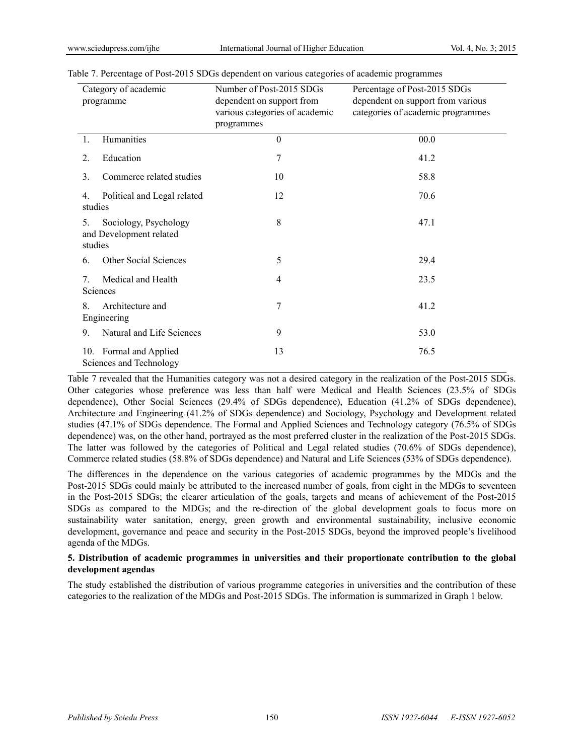Table 7. Percentage of Post-2015 SDGs dependent on various categories of academic programmes

| Category of academic programme | Number of Post-2015 SDGs dependent on support from various categories of academic programmes | Percentage of Post-2015 SDGs dependent on support from various categories of academic programmes |
|---|---|---|
| 1. Humanities | 0 | 00.0 |
| 2. Education | 7 | 41.2 |
| 3. Commerce related studies | 10 | 58.8 |
| 4. Political and Legal related studies | 12 | 70.6 |
| 5. Sociology, Psychology and Development related studies | 8 | 47.1 |
| 6. Other Social Sciences | 5 | 29.4 |
| 7. Medical and Health Sciences | 4 | 23.5 |
| 8. Architecture and Engineering | 7 | 41.2 |
| 9. Natural and Life Sciences | 9 | 53.0 |
| 10. Formal and Applied Sciences and Technology | 13 | 76.5 |

Table 7 revealed that the Humanities category was not a desired category in the realization of the Post-2015 SDGs. Other categories whose preference was less than half were Medical and Health Sciences (23.5% of SDGs dependence), Other Social Sciences (29.4% of SDGs dependence), Education (41.2% of SDGs dependence), Architecture and Engineering (41.2% of SDGs dependence) and Sociology, Psychology and Development related studies (47.1% of SDGs dependence. The Formal and Applied Sciences and Technology category (76.5% of SDGs dependence) was, on the other hand, portrayed as the most preferred cluster in the realization of the Post-2015 SDGs. The latter was followed by the categories of Political and Legal related studies (70.6% of SDGs dependence), Commerce related studies (58.8% of SDGs dependence) and Natural and Life Sciences (53% of SDGs dependence).

The differences in the dependence on the various categories of academic programmes by the MDGs and the Post-2015 SDGs could mainly be attributed to the increased number of goals, from eight in the MDGs to seventeen in the Post-2015 SDGs; the clearer articulation of the goals, targets and means of achievement of the Post-2015 SDGs as compared to the MDGs; and the re-direction of the global development goals to focus more on sustainability water sanitation, energy, green growth and environmental sustainability, inclusive economic development, governance and peace and security in the Post-2015 SDGs, beyond the improved people's livelihood agenda of the MDGs.

**5. Distribution of academic programmes in universities and their proportionate contribution to the global development agendas**

The study established the distribution of various programme categories in universities and the contribution of these categories to the realization of the MDGs and Post-2015 SDGs. The information is summarized in Graph 1 below.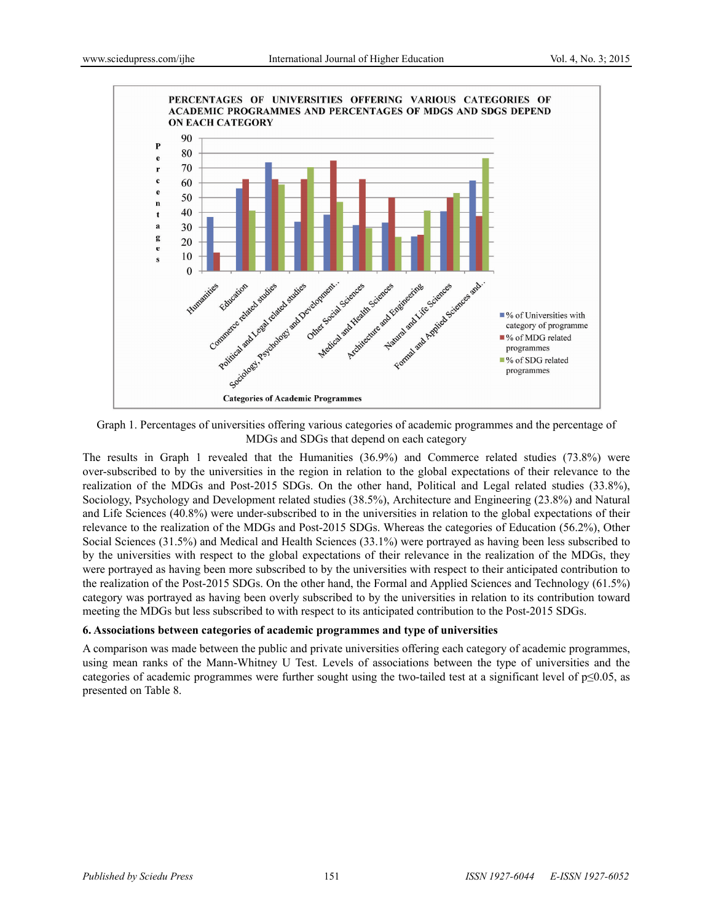PERCENTAGES OF UNIVERSITIES OFFERING VARIOUS CATEGORIES OF ACADEMIC PROGRAMMES AND PERCENTAGES OF MDGS AND SDGS DEPEND ON EACH CATEGORY

Percentages

90
80
70
60
50
40
30
20
10
0

Humanities
Education
Commerce related studies
Political and Legal related studies
Sociology, Psychology and Development...
Other Social Sciences
Medical and Health Sciences
Architecture and Engineering
Natural and Life Sciences
Formal and Applied Sciences and...

Categories of Academic Programmes

% of Universities with category of programme
% of MDG related programmes
% of SDG related programmes

Graph 1. Percentages of universities offering various categories of academic programmes and the percentage of MDGs and SDGs that depend on each category

The results in Graph 1 revealed that the Humanities (36.9%) and Commerce related studies (73.8%) were over-subscribed to by the universities in the region in relation to the global expectations of their relevance to the realization of the MDGs and Post-2015 SDGs. On the other hand, Political and Legal related studies (33.8%), Sociology, Psychology and Development related studies (38.5%), Architecture and Engineering (23.8%) and Natural and Life Sciences (40.8%) were under-subscribed to in the universities in relation to the global expectations of their relevance to the realization of the MDGs and Post-2015 SDGs. Whereas the categories of Education (56.2%), Other Social Sciences (31.5%) and Medical and Health Sciences (33.1%) were portrayed as having been less subscribed to by the universities with respect to the global expectations of their relevance in the realization of the MDGs, they were portrayed as having been more subscribed to by the universities with respect to their anticipated contribution to the realization of the Post-2015 SDGs. On the other hand, the Formal and Applied Sciences and Technology (61.5%) category was portrayed as having been overly subscribed to by the universities in relation to its contribution toward meeting the MDGs but less subscribed to with respect to its anticipated contribution to the Post-2015 SDGs.

### 6. Associations between categories of academic programmes and type of universities

A comparison was made between the public and private universities offering each category of academic programmes, using mean ranks of the Mann-Whitney U Test. Levels of associations between the type of universities and the categories of academic programmes were further sought using the two-tailed test at a significant level of $p \leq 0.05$, as presented on Table 8.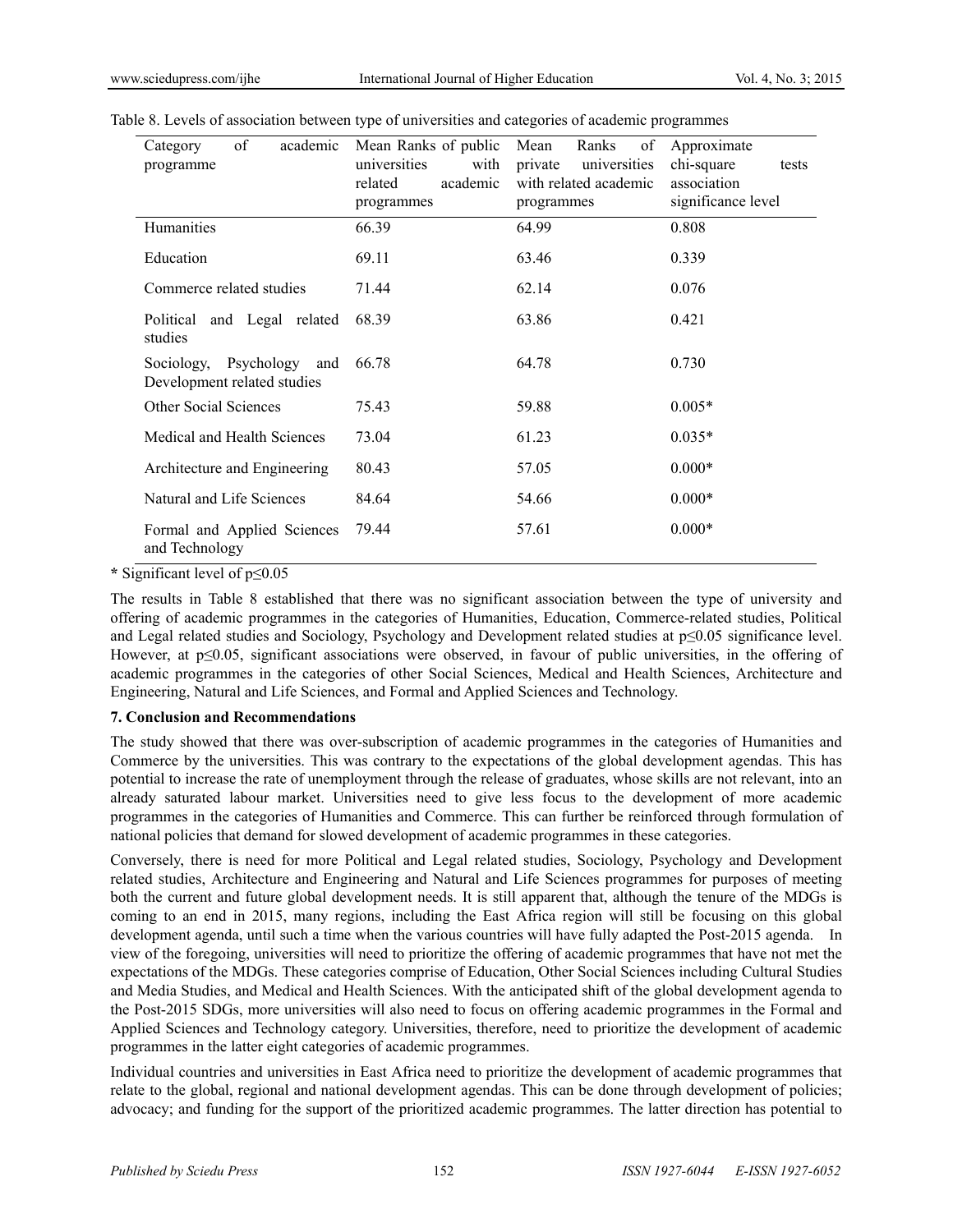Table 8. Levels of association between type of universities and categories of academic programmes

| Category of academic programme | Mean Ranks of public universities with related academic programmes | Mean Ranks of private universities with related academic programmes | Approximate chi-square tests association significance level |
|---|---|---|---|
| Humanities | 66.39 | 64.99 | 0.808 |
| Education | 69.11 | 63.46 | 0.339 |
| Commerce related studies | 71.44 | 62.14 | 0.076 |
| Political and Legal related studies | 68.39 | 63.86 | 0.421 |
| Sociology, Psychology and Development related studies | 66.78 | 64.78 | 0.730 |
| Other Social Sciences | 75.43 | 59.88 | 0.005* |
| Medical and Health Sciences | 73.04 | 61.23 | 0.035* |
| Architecture and Engineering | 80.43 | 57.05 | 0.000* |
| Natural and Life Sciences | 84.64 | 54.66 | 0.000* |
| Formal and Applied Sciences and Technology | 79.44 | 57.61 | 0.000* |

**\*** Significant level of $p \leq 0.05$

The results in Table 8 established that there was no significant association between the type of university and offering of academic programmes in the categories of Humanities, Education, Commerce-related studies, Political and Legal related studies and Sociology, Psychology and Development related studies at $p \leq 0.05$ significance level. However, at $p \leq 0.05$, significant associations were observed, in favour of public universities, in the offering of academic programmes in the categories of other Social Sciences, Medical and Health Sciences, Architecture and Engineering, Natural and Life Sciences, and Formal and Applied Sciences and Technology.

## 7. Conclusion and Recommendations

The study showed that there was over-subscription of academic programmes in the categories of Humanities and Commerce by the universities. This was contrary to the expectations of the global development agendas. This has potential to increase the rate of unemployment through the release of graduates, whose skills are not relevant, into an already saturated labour market. Universities need to give less focus to the development of more academic programmes in the categories of Humanities and Commerce. This can further be reinforced through formulation of national policies that demand for slowed development of academic programmes in these categories.

Conversely, there is need for more Political and Legal related studies, Sociology, Psychology and Development related studies, Architecture and Engineering and Natural and Life Sciences programmes for purposes of meeting both the current and future global development needs. It is still apparent that, although the tenure of the MDGs is coming to an end in 2015, many regions, including the East Africa region will still be focusing on this global development agenda, until such a time when the various countries will have fully adapted the Post-2015 agenda. In view of the foregoing, universities will need to prioritize the offering of academic programmes that have not met the expectations of the MDGs. These categories comprise of Education, Other Social Sciences including Cultural Studies and Media Studies, and Medical and Health Sciences. With the anticipated shift of the global development agenda to the Post-2015 SDGs, more universities will also need to focus on offering academic programmes in the Formal and Applied Sciences and Technology category. Universities, therefore, need to prioritize the development of academic programmes in the latter eight categories of academic programmes.

Individual countries and universities in East Africa need to prioritize the development of academic programmes that relate to the global, regional and national development agendas. This can be done through development of policies; advocacy; and funding for the support of the prioritized academic programmes. The latter direction has potential to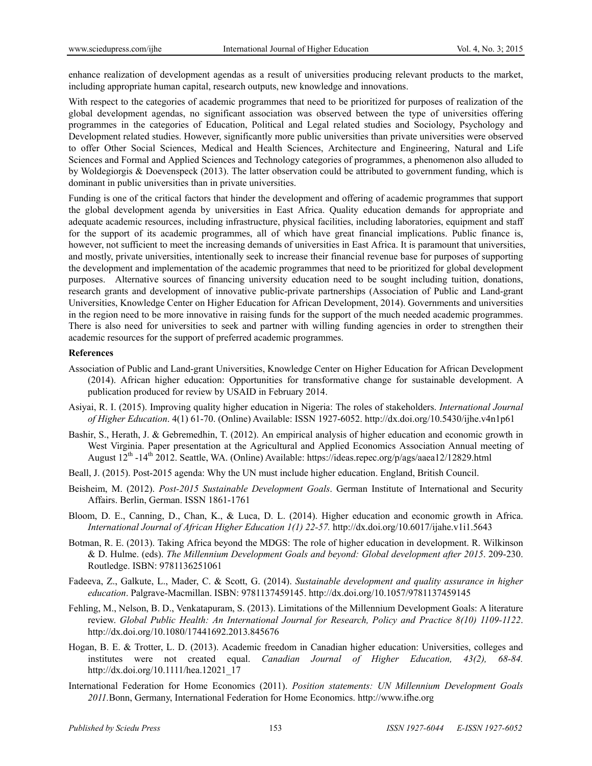enhance realization of development agendas as a result of universities producing relevant products to the market, including appropriate human capital, research outputs, new knowledge and innovations.

With respect to the categories of academic programmes that need to be prioritized for purposes of realization of the global development agendas, no significant association was observed between the type of universities offering programmes in the categories of Education, Political and Legal related studies and Sociology, Psychology and Development related studies. However, significantly more public universities than private universities were observed to offer Other Social Sciences, Medical and Health Sciences, Architecture and Engineering, Natural and Life Sciences and Formal and Applied Sciences and Technology categories of programmes, a phenomenon also alluded to by Woldegiorgis & Doevenspeck (2013). The latter observation could be attributed to government funding, which is dominant in public universities than in private universities.

Funding is one of the critical factors that hinder the development and offering of academic programmes that support the global development agenda by universities in East Africa. Quality education demands for appropriate and adequate academic resources, including infrastructure, physical facilities, including laboratories, equipment and staff for the support of its academic programmes, all of which have great financial implications. Public finance is, however, not sufficient to meet the increasing demands of universities in East Africa. It is paramount that universities, and mostly, private universities, intentionally seek to increase their financial revenue base for purposes of supporting the development and implementation of the academic programmes that need to be prioritized for global development purposes. Alternative sources of financing university education need to be sought including tuition, donations, research grants and development of innovative public-private partnerships (Association of Public and Land-grant Universities, Knowledge Center on Higher Education for African Development, 2014). Governments and universities in the region need to be more innovative in raising funds for the support of the much needed academic programmes. There is also need for universities to seek and partner with willing funding agencies in order to strengthen their academic resources for the support of preferred academic programmes.

**References**

Association of Public and Land-grant Universities, Knowledge Center on Higher Education for African Development (2014). African higher education: Opportunities for transformative change for sustainable development. A publication produced for review by USAID in February 2014.

Asiyai, R. I. (2015). Improving quality higher education in Nigeria: The roles of stakeholders. *International Journal of Higher Education*. 4(1) 61-70. (Online) Available: ISSN 1927-6052. http://dx.doi.org/10.5430/ijhe.v4n1p61

Bashir, S., Herath, J. & Gebremedhin, T. (2012). An empirical analysis of higher education and economic growth in West Virginia. Paper presentation at the Agricultural and Applied Economics Association Annual meeting of August 12th -14th 2012. Seattle, WA. (Online) Available: https://ideas.repec.org/p/ags/aaea12/12829.html

Beall, J. (2015). Post-2015 agenda: Why the UN must include higher education. England, British Council.

Beisheim, M. (2012). *Post-2015 Sustainable Development Goals*. German Institute of International and Security Affairs. Berlin, German. ISSN 1861-1761

Bloom, D. E., Canning, D., Chan, K., & Luca, D. L. (2014). Higher education and economic growth in Africa. *International Journal of African Higher Education 1(1) 22-57.* http://dx.doi.org/10.6017/ijahe.v1i1.5643

Botman, R. E. (2013). Taking Africa beyond the MDGS: The role of higher education in development. R. Wilkinson & D. Hulme. (eds). *The Millennium Development Goals and beyond: Global development after 2015*. 209-230. Routledge. ISBN: 9781136251061

Fadeeva, Z., Galkute, L., Mader, C. & Scott, G. (2014). *Sustainable development and quality assurance in higher education*. Palgrave-Macmillan. ISBN: 9781137459145. http://dx.doi.org/10.1057/9781137459145

Fehling, M., Nelson, B. D., Venkatapuram, S. (2013). Limitations of the Millennium Development Goals: A literature review. *Global Public Health: An International Journal for Research, Policy and Practice 8(10) 1109-1122*. http://dx.doi.org/10.1080/17441692.2013.845676

Hogan, B. E. & Trotter, L. D. (2013). Academic freedom in Canadian higher education: Universities, colleges and institutes were not created equal. *Canadian Journal of Higher Education, 43(2), 68-84.* http://dx.doi.org/10.1111/hea.12021_17

International Federation for Home Economics (2011). *Position statements: UN Millennium Development Goals 2011.*Bonn, Germany, International Federation for Home Economics. http://www.ifhe.org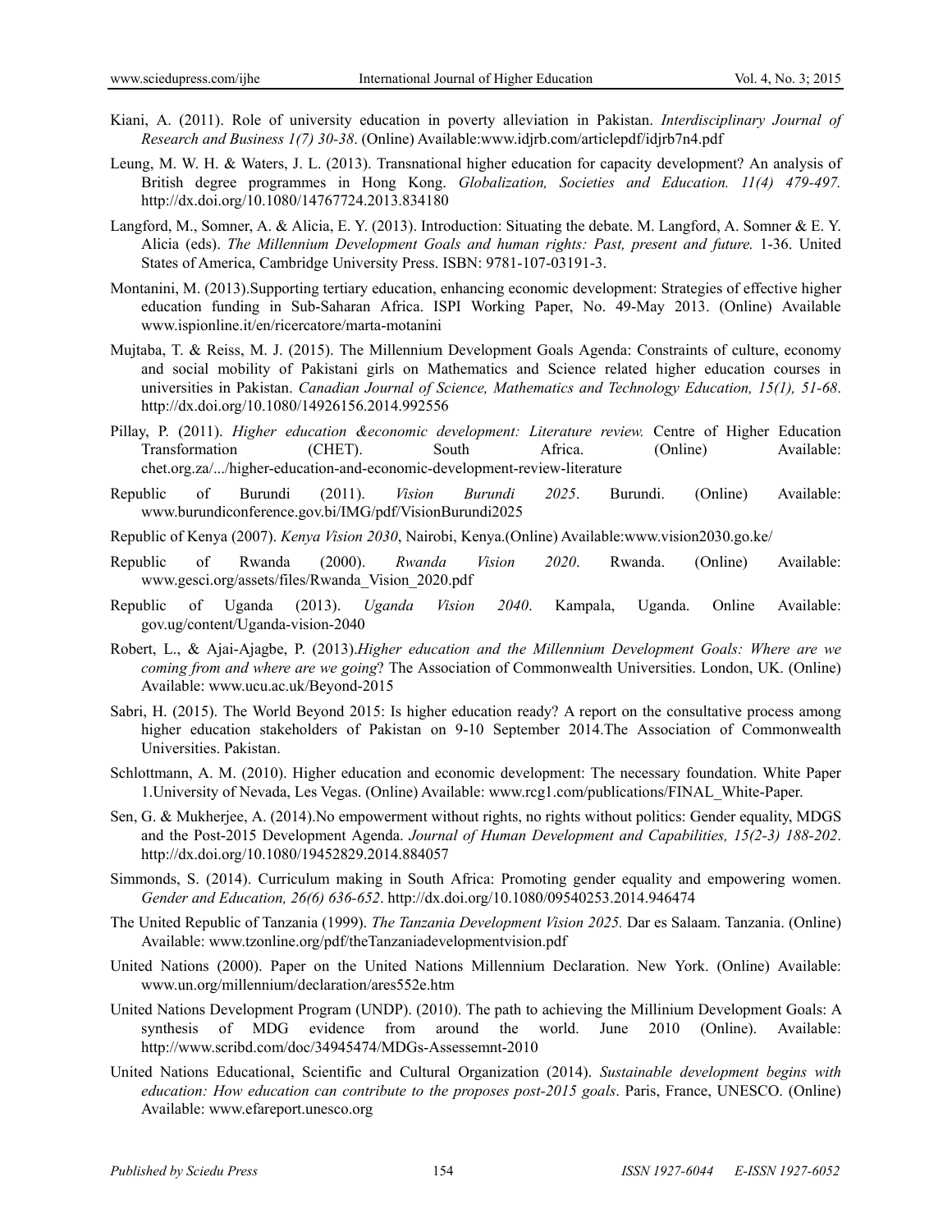Kiani, A. (2011). Role of university education in poverty alleviation in Pakistan. *Interdisciplinary Journal of Research and Business 1(7) 30-38*. (Online) Available:www.idjrb.com/articlepdf/idjrb7n4.pdf

Leung, M. W. H. & Waters, J. L. (2013). Transnational higher education for capacity development? An analysis of British degree programmes in Hong Kong. *Globalization, Societies and Education. 11(4) 479-497.* http://dx.doi.org/10.1080/14767724.2013.834180

Langford, M., Somner, A. & Alicia, E. Y. (2013). Introduction: Situating the debate. M. Langford, A. Somner & E. Y. Alicia (eds). *The Millennium Development Goals and human rights: Past, present and future.* 1-36. United States of America, Cambridge University Press. ISBN: 9781-107-03191-3.

Montanini, M. (2013).Supporting tertiary education, enhancing economic development: Strategies of effective higher education funding in Sub-Saharan Africa. ISPI Working Paper, No. 49-May 2013. (Online) Available www.ispionline.it/en/ricercatore/marta-motanini

Mujtaba, T. & Reiss, M. J. (2015). The Millennium Development Goals Agenda: Constraints of culture, economy and social mobility of Pakistani girls on Mathematics and Science related higher education courses in universities in Pakistan. *Canadian Journal of Science, Mathematics and Technology Education, 15(1), 51-68*. http://dx.doi.org/10.1080/14926156.2014.992556

Pillay, P. (2011). *Higher education &economic development: Literature review.* Centre of Higher Education Transformation (CHET). South Africa. (Online) Available: chet.org.za/.../higher-education-and-economic-development-review-literature

Republic of Burundi (2011). *Vision Burundi 2025*. Burundi. (Online) Available: www.burundiconference.gov.bi/IMG/pdf/VisionBurundi2025

Republic of Kenya (2007). *Kenya Vision 2030*, Nairobi, Kenya.(Online) Available:www.vision2030.go.ke/

Republic of Rwanda (2000). *Rwanda Vision 2020*. Rwanda. (Online) Available: www.gesci.org/assets/files/Rwanda_Vision_2020.pdf

Republic of Uganda (2013). *Uganda Vision 2040*. Kampala, Uganda. Online Available: gov.ug/content/Uganda-vision-2040

Robert, L., & Ajai-Ajagbe, P. (2013).*Higher education and the Millennium Development Goals: Where are we coming from and where are we going*? The Association of Commonwealth Universities. London, UK. (Online) Available: www.ucu.ac.uk/Beyond-2015

Sabri, H. (2015). The World Beyond 2015: Is higher education ready? A report on the consultative process among higher education stakeholders of Pakistan on 9-10 September 2014.The Association of Commonwealth Universities. Pakistan.

Schlottmann, A. M. (2010). Higher education and economic development: The necessary foundation. White Paper 1.University of Nevada, Les Vegas. (Online) Available: www.rcg1.com/publications/FINAL_White-Paper.

Sen, G. & Mukherjee, A. (2014).No empowerment without rights, no rights without politics: Gender equality, MDGS and the Post-2015 Development Agenda. *Journal of Human Development and Capabilities, 15(2-3) 188-202*. http://dx.doi.org/10.1080/19452829.2014.884057

Simmonds, S. (2014). Curriculum making in South Africa: Promoting gender equality and empowering women. *Gender and Education, 26(6) 636-652*. http://dx.doi.org/10.1080/09540253.2014.946474

The United Republic of Tanzania (1999). *The Tanzania Development Vision 2025.* Dar es Salaam. Tanzania. (Online) Available: www.tzonline.org/pdf/theTanzaniadevelopmentvision.pdf

United Nations (2000). Paper on the United Nations Millennium Declaration. New York. (Online) Available: www.un.org/millennium/declaration/ares552e.htm

United Nations Development Program (UNDP). (2010). The path to achieving the Millinium Development Goals: A synthesis of MDG evidence from around the world. June 2010 (Online). Available: http://www.scribd.com/doc/34945474/MDGs-Assessemnt-2010

United Nations Educational, Scientific and Cultural Organization (2014). *Sustainable development begins with education: How education can contribute to the proposes post-2015 goals*. Paris, France, UNESCO. (Online) Available: www.efareport.unesco.org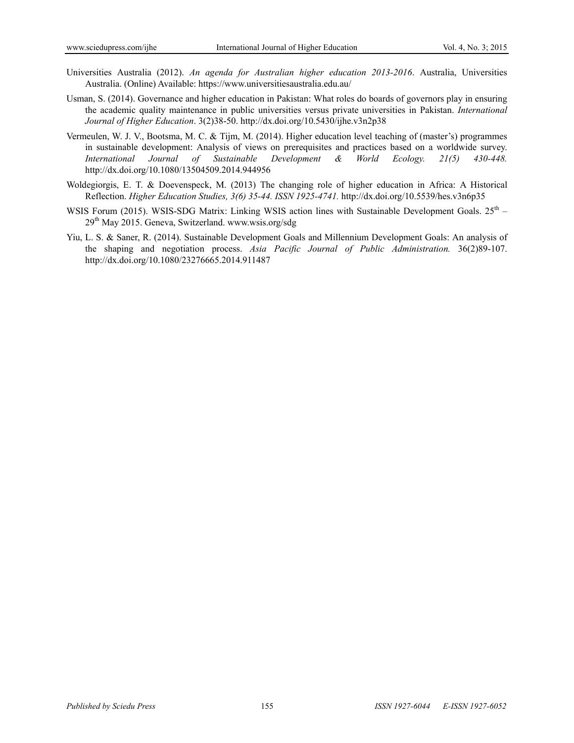Universities Australia (2012). *An agenda for Australian higher education 2013-2016*. Australia, Universities Australia. (Online) Available: https://www.universitiesaustralia.edu.au/

Usman, S. (2014). Governance and higher education in Pakistan: What roles do boards of governors play in ensuring the academic quality maintenance in public universities versus private universities in Pakistan. *International Journal of Higher Education*. 3(2)38-50. http://dx.doi.org/10.5430/ijhe.v3n2p38

Vermeulen, W. J. V., Bootsma, M. C. & Tijm, M. (2014). Higher education level teaching of (master's) programmes in sustainable development: Analysis of views on prerequisites and practices based on a worldwide survey. *International Journal of Sustainable Development & World Ecology. 21(5) 430-448.* http://dx.doi.org/10.1080/13504509.2014.944956

Woldegiorgis, E. T. & Doevenspeck, M. (2013) The changing role of higher education in Africa: A Historical Reflection. *Higher Education Studies, 3(6) 35-44. ISSN 1925-4741.* http://dx.doi.org/10.5539/hes.v3n6p35

WSIS Forum (2015). WSIS-SDG Matrix: Linking WSIS action lines with Sustainable Development Goals. 25th – 29th May 2015. Geneva, Switzerland. www.wsis.org/sdg

Yiu, L. S. & Saner, R. (2014). Sustainable Development Goals and Millennium Development Goals: An analysis of the shaping and negotiation process. *Asia Pacific Journal of Public Administration.* 36(2)89-107. http://dx.doi.org/10.1080/23276665.2014.911487